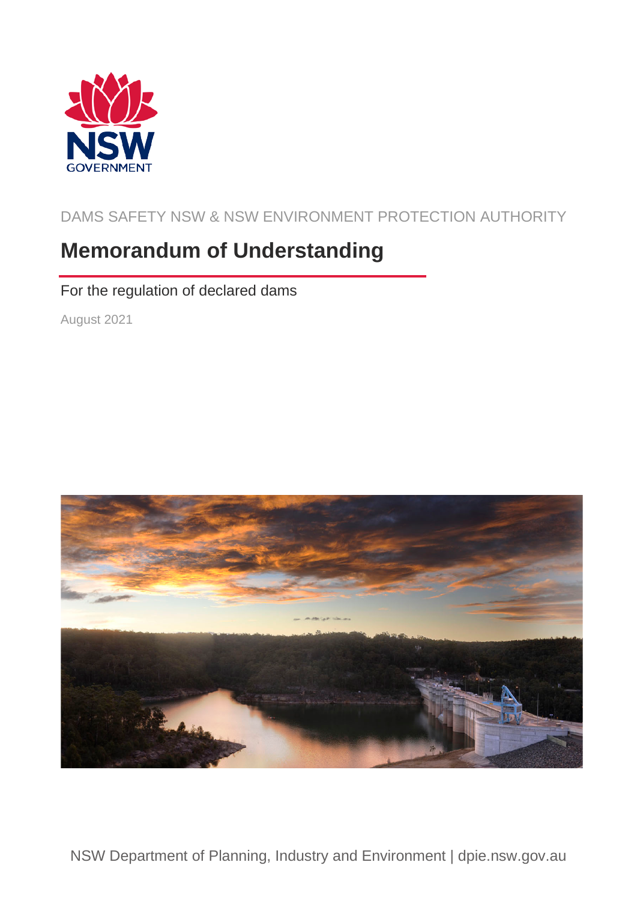DAMS SAFETY NSW & NSW ENVIRONMENT PROTECTION AUTHORITY

# Memorandum of Understanding

For the regulation of declared dams

August 2021

NSW Department of Planning, Industry and Environment | dpie.nsw.gov.au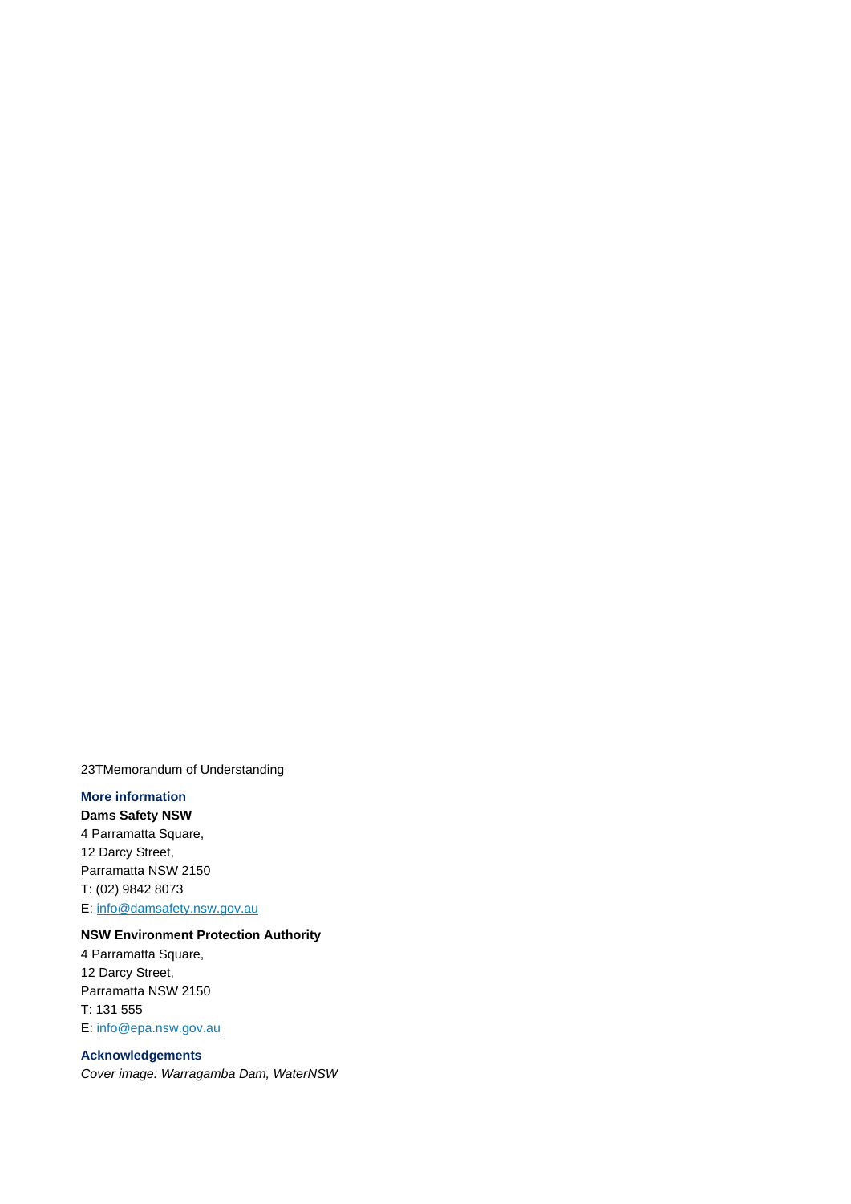23TMemorandum of Understanding

### More information

**Dams Safety NSW**

4 Parramatta Square,
12 Darcy Street,
Parramatta NSW 2150
T: (02) 9842 8073
E: info@damsafety.nsw.gov.au

**NSW Environment Protection Authority**

4 Parramatta Square,
12 Darcy Street,
Parramatta NSW 2150
T: 131 555
E: info@epa.nsw.gov.au

### Acknowledgements

*Cover image: Warragamba Dam, WaterNSW*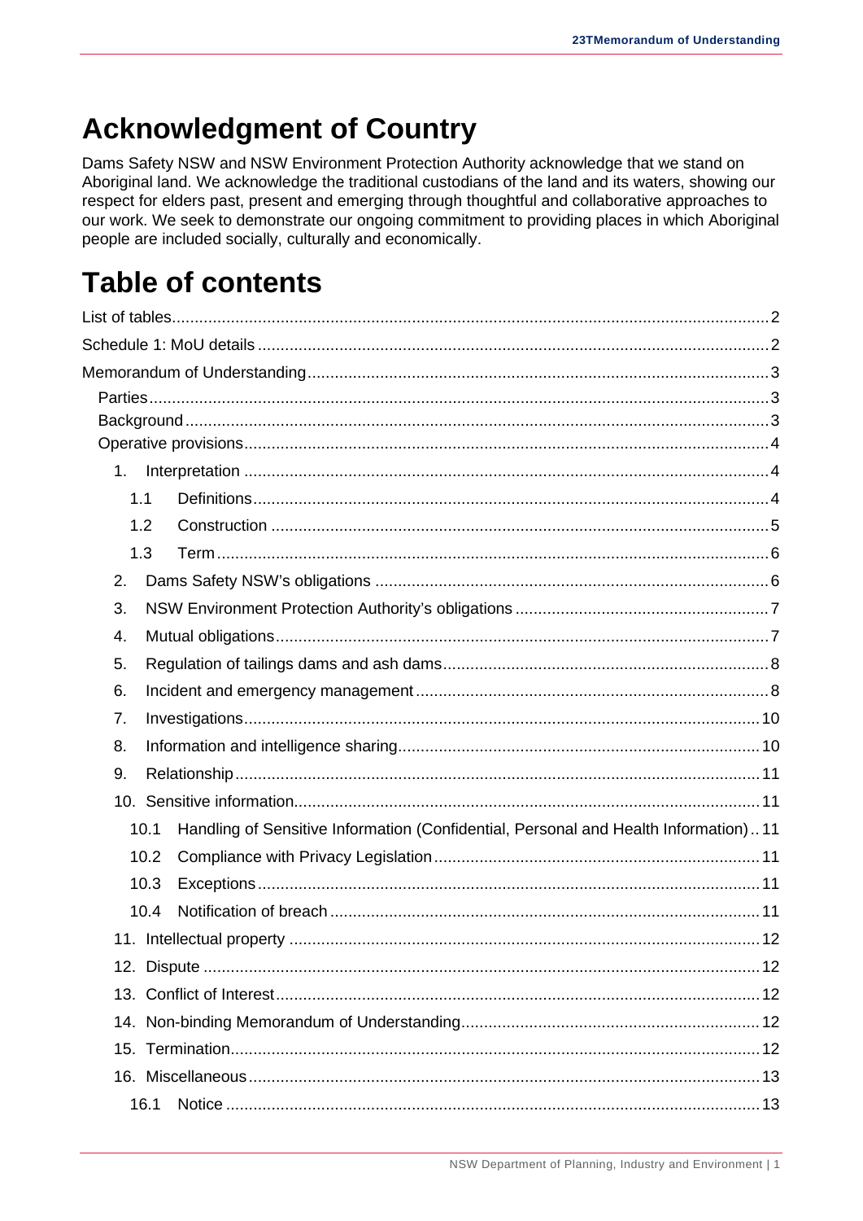# Acknowledgment of Country

Dams Safety NSW and NSW Environment Protection Authority acknowledge that we stand on Aboriginal land. We acknowledge the traditional custodians of the land and its waters, showing our respect for elders past, present and emerging through thoughtful and collaborative approaches to our work. We seek to demonstrate our ongoing commitment to providing places in which Aboriginal people are included socially, culturally and economically.

# Table of contents

List of tables .......... 2

Schedule 1: MoU details .......... 2

Memorandum of Understanding .......... 3

- Parties .......... 3
- Background .......... 3
- Operative provisions .......... 4
  - 1. Interpretation .......... 4
    - 1.1 Definitions .......... 4
    - 1.2 Construction .......... 5
    - 1.3 Term .......... 6
  - 2. Dams Safety NSW's obligations .......... 6
  - 3. NSW Environment Protection Authority's obligations .......... 7
  - 4. Mutual obligations .......... 7
  - 5. Regulation of tailings dams and ash dams .......... 8
  - 6. Incident and emergency management .......... 8
  - 7. Investigations .......... 10
  - 8. Information and intelligence sharing .......... 10
  - 9. Relationship .......... 11
  - 10. Sensitive information .......... 11
    - 10.1 Handling of Sensitive Information (Confidential, Personal and Health Information) .......... 11
    - 10.2 Compliance with Privacy Legislation .......... 11
    - 10.3 Exceptions .......... 11
    - 10.4 Notification of breach .......... 11
  - 11. Intellectual property .......... 12
  - 12. Dispute .......... 12
  - 13. Conflict of Interest .......... 12
  - 14. Non-binding Memorandum of Understanding .......... 12
  - 15. Termination .......... 12
  - 16. Miscellaneous .......... 13
    - 16.1 Notice .......... 13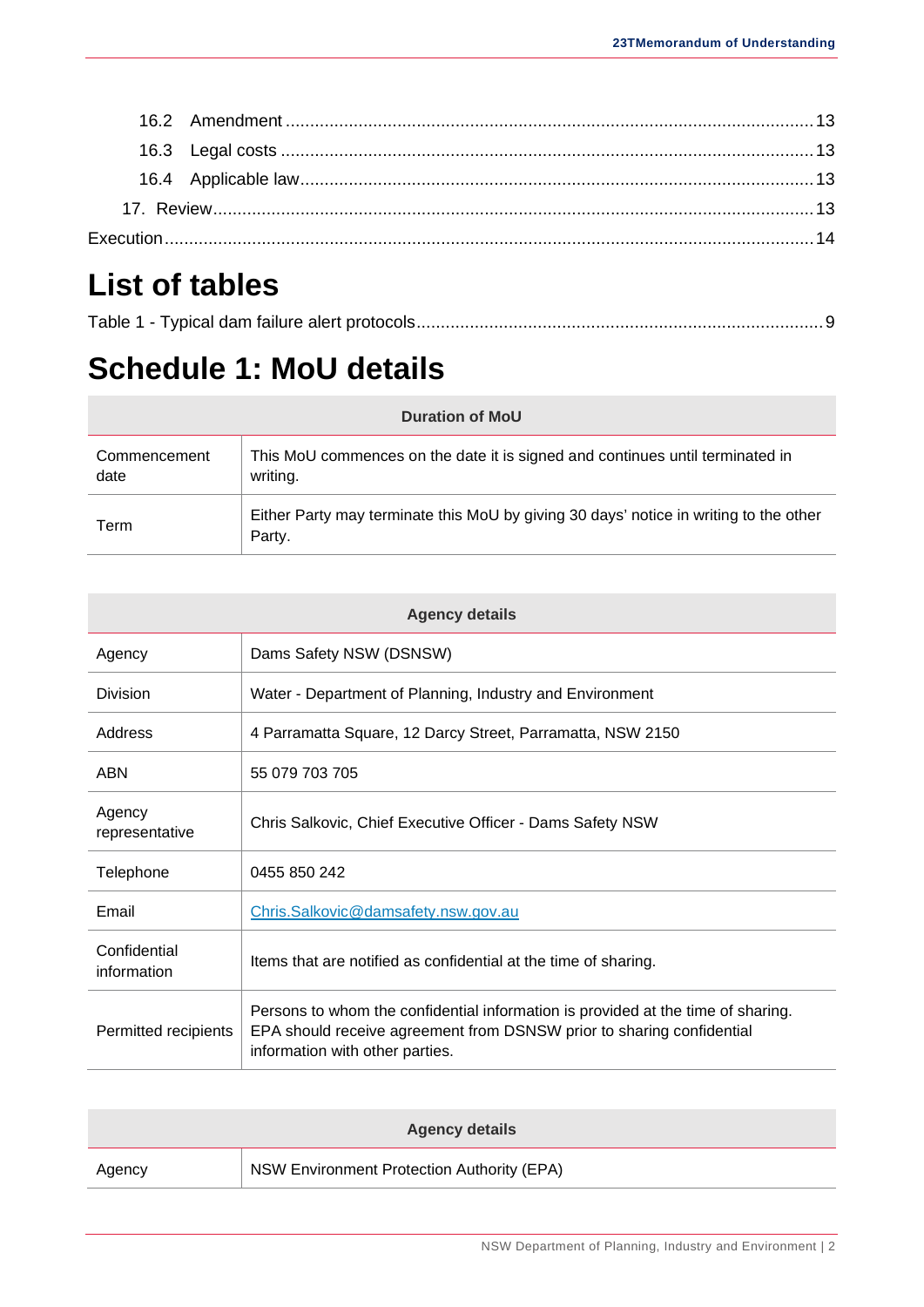16.2 Amendment .......... 13

16.3 Legal costs .......... 13

16.4 Applicable law .......... 13

17. Review .......... 13

Execution .......... 14

# List of tables

Table 1 - Typical dam failure alert protocols .......... 9

# Schedule 1: MoU details

| Duration of MoU | |
|---|---|
| Commencement date | This MoU commences on the date it is signed and continues until terminated in writing. |
| Term | Either Party may terminate this MoU by giving 30 days' notice in writing to the other Party. |

| Agency details | |
|---|---|
| Agency | Dams Safety NSW (DSNSW) |
| Division | Water - Department of Planning, Industry and Environment |
| Address | 4 Parramatta Square, 12 Darcy Street, Parramatta, NSW 2150 |
| ABN | 55 079 703 705 |
| Agency representative | Chris Salkovic, Chief Executive Officer - Dams Safety NSW |
| Telephone | 0455 850 242 |
| Email | Chris.Salkovic@damsafety.nsw.gov.au |
| Confidential information | Items that are notified as confidential at the time of sharing. |
| Permitted recipients | Persons to whom the confidential information is provided at the time of sharing. EPA should receive agreement from DSNSW prior to sharing confidential information with other parties. |

| Agency details | |
|---|---|
| Agency | NSW Environment Protection Authority (EPA) |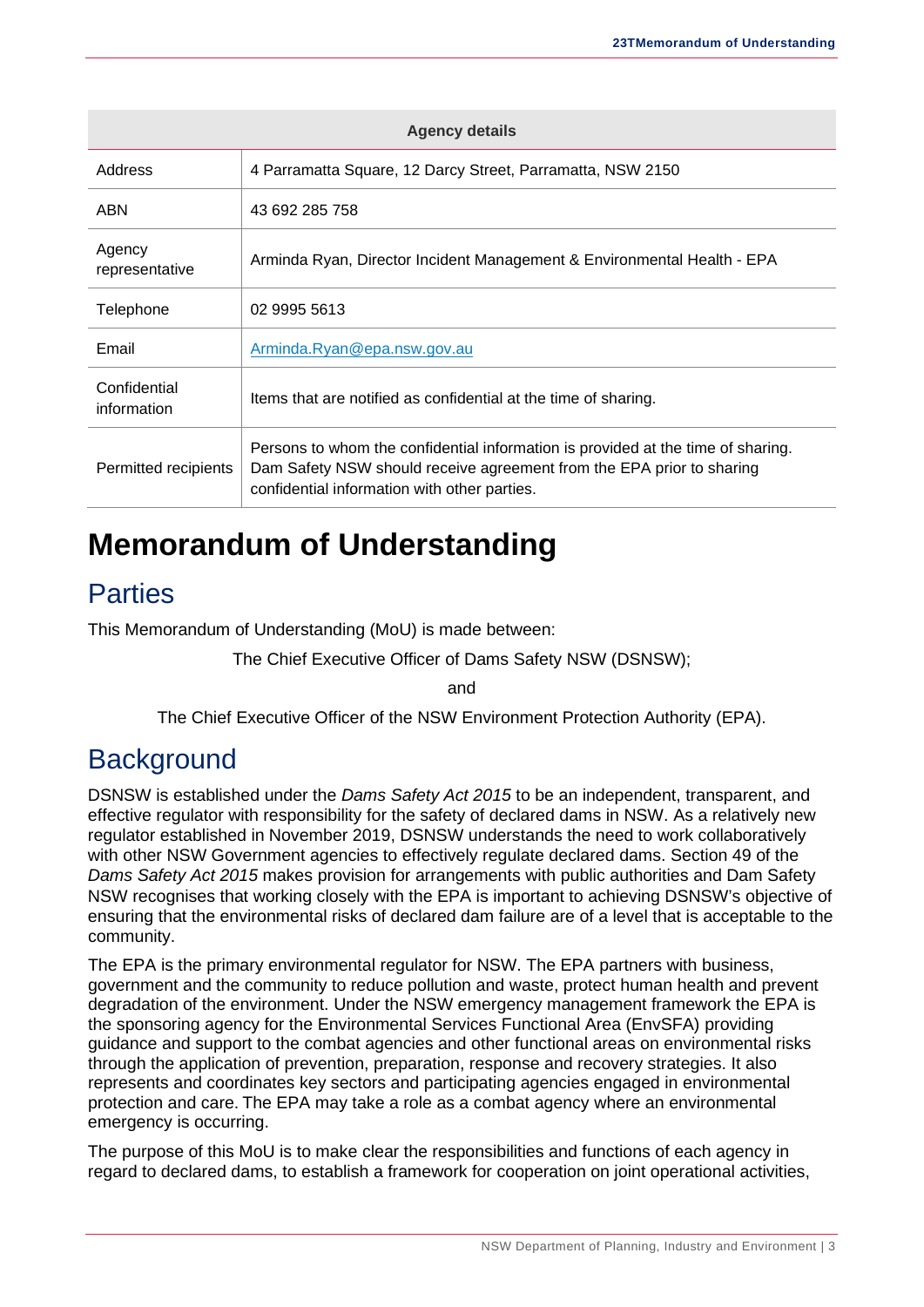| Agency details | |
|---|---|
| Address | 4 Parramatta Square, 12 Darcy Street, Parramatta, NSW 2150 |
| ABN | 43 692 285 758 |
| Agency representative | Arminda Ryan, Director Incident Management & Environmental Health - EPA |
| Telephone | 02 9995 5613 |
| Email | Arminda.Ryan@epa.nsw.gov.au |
| Confidential information | Items that are notified as confidential at the time of sharing. |
| Permitted recipients | Persons to whom the confidential information is provided at the time of sharing. Dam Safety NSW should receive agreement from the EPA prior to sharing confidential information with other parties. |

# Memorandum of Understanding

## Parties

This Memorandum of Understanding (MoU) is made between:

The Chief Executive Officer of Dams Safety NSW (DSNSW);

and

The Chief Executive Officer of the NSW Environment Protection Authority (EPA).

## Background

DSNSW is established under the *Dams Safety Act 2015* to be an independent, transparent, and effective regulator with responsibility for the safety of declared dams in NSW. As a relatively new regulator established in November 2019, DSNSW understands the need to work collaboratively with other NSW Government agencies to effectively regulate declared dams. Section 49 of the *Dams Safety Act 2015* makes provision for arrangements with public authorities and Dam Safety NSW recognises that working closely with the EPA is important to achieving DSNSW's objective of ensuring that the environmental risks of declared dam failure are of a level that is acceptable to the community.

The EPA is the primary environmental regulator for NSW. The EPA partners with business, government and the community to reduce pollution and waste, protect human health and prevent degradation of the environment. Under the NSW emergency management framework the EPA is the sponsoring agency for the Environmental Services Functional Area (EnvSFA) providing guidance and support to the combat agencies and other functional areas on environmental risks through the application of prevention, preparation, response and recovery strategies. It also represents and coordinates key sectors and participating agencies engaged in environmental protection and care. The EPA may take a role as a combat agency where an environmental emergency is occurring.

The purpose of this MoU is to make clear the responsibilities and functions of each agency in regard to declared dams, to establish a framework for cooperation on joint operational activities,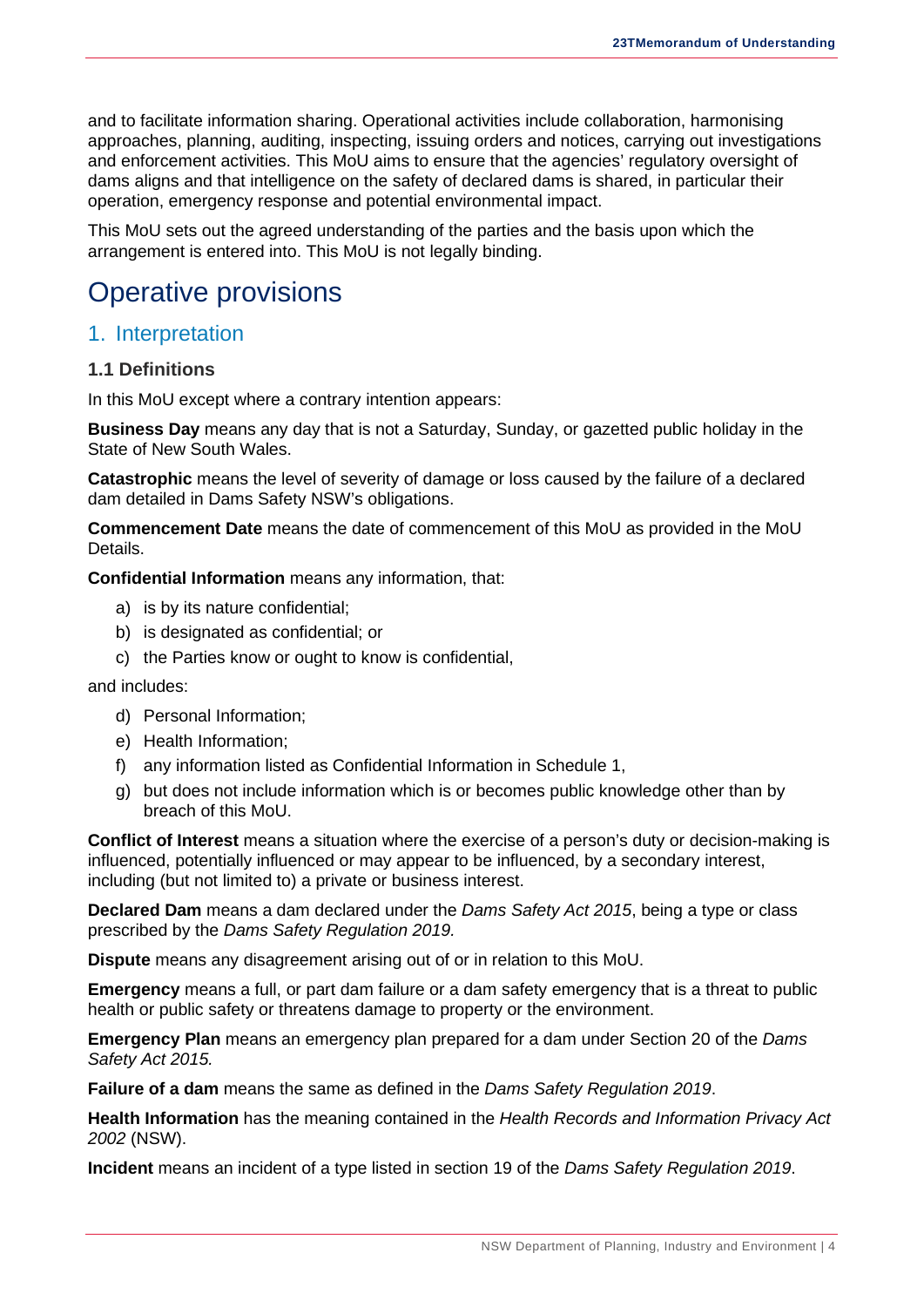and to facilitate information sharing. Operational activities include collaboration, harmonising approaches, planning, auditing, inspecting, issuing orders and notices, carrying out investigations and enforcement activities. This MoU aims to ensure that the agencies' regulatory oversight of dams aligns and that intelligence on the safety of declared dams is shared, in particular their operation, emergency response and potential environmental impact.

This MoU sets out the agreed understanding of the parties and the basis upon which the arrangement is entered into. This MoU is not legally binding.

# Operative provisions

## 1. Interpretation

### 1.1 Definitions

In this MoU except where a contrary intention appears:

**Business Day** means any day that is not a Saturday, Sunday, or gazetted public holiday in the State of New South Wales.

**Catastrophic** means the level of severity of damage or loss caused by the failure of a declared dam detailed in Dams Safety NSW's obligations.

**Commencement Date** means the date of commencement of this MoU as provided in the MoU Details.

**Confidential Information** means any information, that:

a) is by its nature confidential;
b) is designated as confidential; or
c) the Parties know or ought to know is confidential,

and includes:

d) Personal Information;
e) Health Information;
f) any information listed as Confidential Information in Schedule 1,
g) but does not include information which is or becomes public knowledge other than by breach of this MoU.

**Conflict of Interest** means a situation where the exercise of a person's duty or decision-making is influenced, potentially influenced or may appear to be influenced, by a secondary interest, including (but not limited to) a private or business interest.

**Declared Dam** means a dam declared under the *Dams Safety Act 2015*, being a type or class prescribed by the *Dams Safety Regulation 2019.*

**Dispute** means any disagreement arising out of or in relation to this MoU.

**Emergency** means a full, or part dam failure or a dam safety emergency that is a threat to public health or public safety or threatens damage to property or the environment.

**Emergency Plan** means an emergency plan prepared for a dam under Section 20 of the *Dams Safety Act 2015.*

**Failure of a dam** means the same as defined in the *Dams Safety Regulation 2019*.

**Health Information** has the meaning contained in the *Health Records and Information Privacy Act 2002* (NSW).

**Incident** means an incident of a type listed in section 19 of the *Dams Safety Regulation 2019*.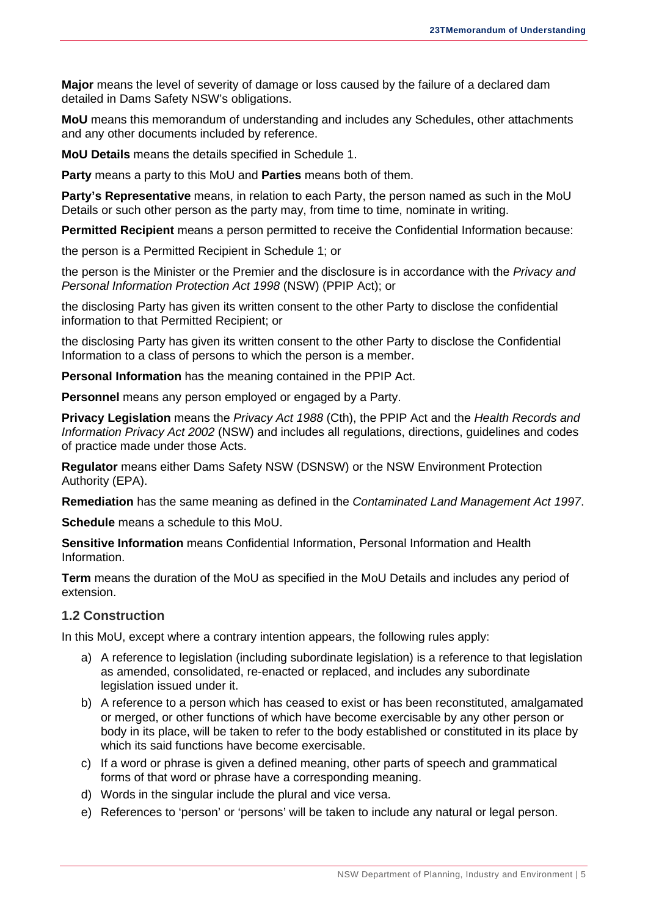**Major** means the level of severity of damage or loss caused by the failure of a declared dam detailed in Dams Safety NSW's obligations.

**MoU** means this memorandum of understanding and includes any Schedules, other attachments and any other documents included by reference.

**MoU Details** means the details specified in Schedule 1.

**Party** means a party to this MoU and **Parties** means both of them.

**Party's Representative** means, in relation to each Party, the person named as such in the MoU Details or such other person as the party may, from time to time, nominate in writing.

**Permitted Recipient** means a person permitted to receive the Confidential Information because:

the person is a Permitted Recipient in Schedule 1; or

the person is the Minister or the Premier and the disclosure is in accordance with the *Privacy and Personal Information Protection Act 1998* (NSW) (PPIP Act); or

the disclosing Party has given its written consent to the other Party to disclose the confidential information to that Permitted Recipient; or

the disclosing Party has given its written consent to the other Party to disclose the Confidential Information to a class of persons to which the person is a member.

**Personal Information** has the meaning contained in the PPIP Act.

**Personnel** means any person employed or engaged by a Party.

**Privacy Legislation** means the *Privacy Act 1988* (Cth), the PPIP Act and the *Health Records and Information Privacy Act 2002* (NSW) and includes all regulations, directions, guidelines and codes of practice made under those Acts.

**Regulator** means either Dams Safety NSW (DSNSW) or the NSW Environment Protection Authority (EPA).

**Remediation** has the same meaning as defined in the *Contaminated Land Management Act 1997*.

**Schedule** means a schedule to this MoU.

**Sensitive Information** means Confidential Information, Personal Information and Health Information.

**Term** means the duration of the MoU as specified in the MoU Details and includes any period of extension.

### 1.2 Construction

In this MoU, except where a contrary intention appears, the following rules apply:

a) A reference to legislation (including subordinate legislation) is a reference to that legislation as amended, consolidated, re-enacted or replaced, and includes any subordinate legislation issued under it.

b) A reference to a person which has ceased to exist or has been reconstituted, amalgamated or merged, or other functions of which have become exercisable by any other person or body in its place, will be taken to refer to the body established or constituted in its place by which its said functions have become exercisable.

c) If a word or phrase is given a defined meaning, other parts of speech and grammatical forms of that word or phrase have a corresponding meaning.

d) Words in the singular include the plural and vice versa.

e) References to 'person' or 'persons' will be taken to include any natural or legal person.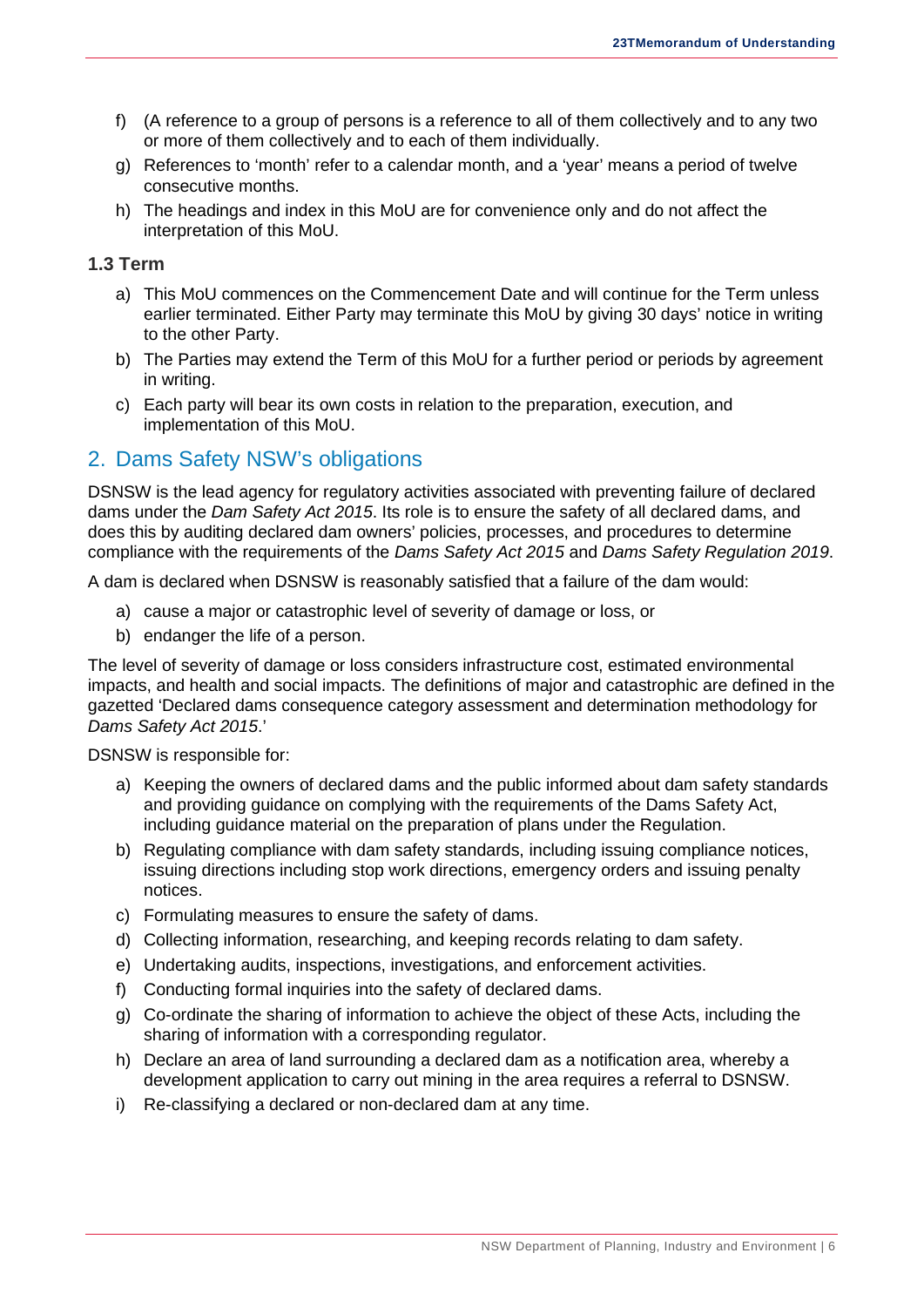f) (A reference to a group of persons is a reference to all of them collectively and to any two or more of them collectively and to each of them individually.

g) References to 'month' refer to a calendar month, and a 'year' means a period of twelve consecutive months.

h) The headings and index in this MoU are for convenience only and do not affect the interpretation of this MoU.

### 1.3 Term

a) This MoU commences on the Commencement Date and will continue for the Term unless earlier terminated. Either Party may terminate this MoU by giving 30 days' notice in writing to the other Party.

b) The Parties may extend the Term of this MoU for a further period or periods by agreement in writing.

c) Each party will bear its own costs in relation to the preparation, execution, and implementation of this MoU.

## 2. Dams Safety NSW's obligations

DSNSW is the lead agency for regulatory activities associated with preventing failure of declared dams under the *Dam Safety Act 2015*. Its role is to ensure the safety of all declared dams, and does this by auditing declared dam owners' policies, processes, and procedures to determine compliance with the requirements of the *Dams Safety Act 2015* and *Dams Safety Regulation 2019*.

A dam is declared when DSNSW is reasonably satisfied that a failure of the dam would:

a) cause a major or catastrophic level of severity of damage or loss, or

b) endanger the life of a person.

The level of severity of damage or loss considers infrastructure cost, estimated environmental impacts, and health and social impacts. The definitions of major and catastrophic are defined in the gazetted 'Declared dams consequence category assessment and determination methodology for *Dams Safety Act 2015*.'

DSNSW is responsible for:

a) Keeping the owners of declared dams and the public informed about dam safety standards and providing guidance on complying with the requirements of the Dams Safety Act, including guidance material on the preparation of plans under the Regulation.

b) Regulating compliance with dam safety standards, including issuing compliance notices, issuing directions including stop work directions, emergency orders and issuing penalty notices.

c) Formulating measures to ensure the safety of dams.

d) Collecting information, researching, and keeping records relating to dam safety.

e) Undertaking audits, inspections, investigations, and enforcement activities.

f) Conducting formal inquiries into the safety of declared dams.

g) Co-ordinate the sharing of information to achieve the object of these Acts, including the sharing of information with a corresponding regulator.

h) Declare an area of land surrounding a declared dam as a notification area, whereby a development application to carry out mining in the area requires a referral to DSNSW.

i) Re-classifying a declared or non-declared dam at any time.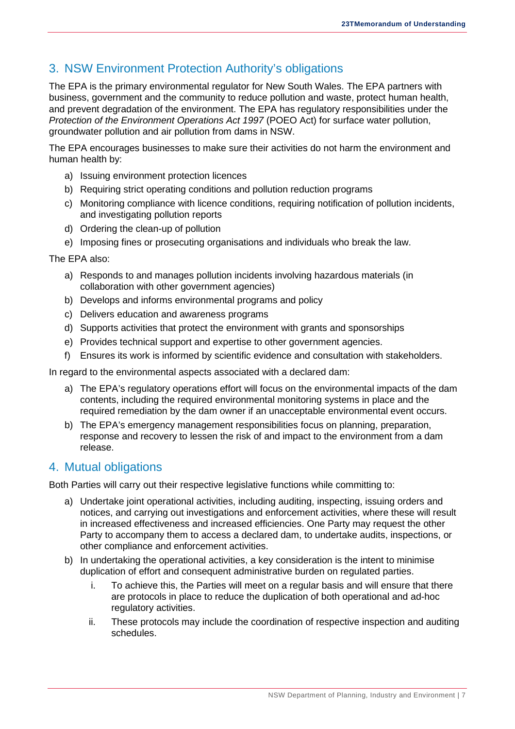## 3. NSW Environment Protection Authority's obligations

The EPA is the primary environmental regulator for New South Wales. The EPA partners with business, government and the community to reduce pollution and waste, protect human health, and prevent degradation of the environment. The EPA has regulatory responsibilities under the *Protection of the Environment Operations Act 1997* (POEO Act) for surface water pollution, groundwater pollution and air pollution from dams in NSW.

The EPA encourages businesses to make sure their activities do not harm the environment and human health by:

a) Issuing environment protection licences
b) Requiring strict operating conditions and pollution reduction programs
c) Monitoring compliance with licence conditions, requiring notification of pollution incidents, and investigating pollution reports
d) Ordering the clean-up of pollution
e) Imposing fines or prosecuting organisations and individuals who break the law.

The EPA also:

a) Responds to and manages pollution incidents involving hazardous materials (in collaboration with other government agencies)
b) Develops and informs environmental programs and policy
c) Delivers education and awareness programs
d) Supports activities that protect the environment with grants and sponsorships
e) Provides technical support and expertise to other government agencies.
f) Ensures its work is informed by scientific evidence and consultation with stakeholders.

In regard to the environmental aspects associated with a declared dam:

a) The EPA's regulatory operations effort will focus on the environmental impacts of the dam contents, including the required environmental monitoring systems in place and the required remediation by the dam owner if an unacceptable environmental event occurs.
b) The EPA's emergency management responsibilities focus on planning, preparation, response and recovery to lessen the risk of and impact to the environment from a dam release.

## 4. Mutual obligations

Both Parties will carry out their respective legislative functions while committing to:

a) Undertake joint operational activities, including auditing, inspecting, issuing orders and notices, and carrying out investigations and enforcement activities, where these will result in increased effectiveness and increased efficiencies. One Party may request the other Party to accompany them to access a declared dam, to undertake audits, inspections, or other compliance and enforcement activities.
b) In undertaking the operational activities, a key consideration is the intent to minimise duplication of effort and consequent administrative burden on regulated parties.
    i. To achieve this, the Parties will meet on a regular basis and will ensure that there are protocols in place to reduce the duplication of both operational and ad-hoc regulatory activities.
    ii. These protocols may include the coordination of respective inspection and auditing schedules.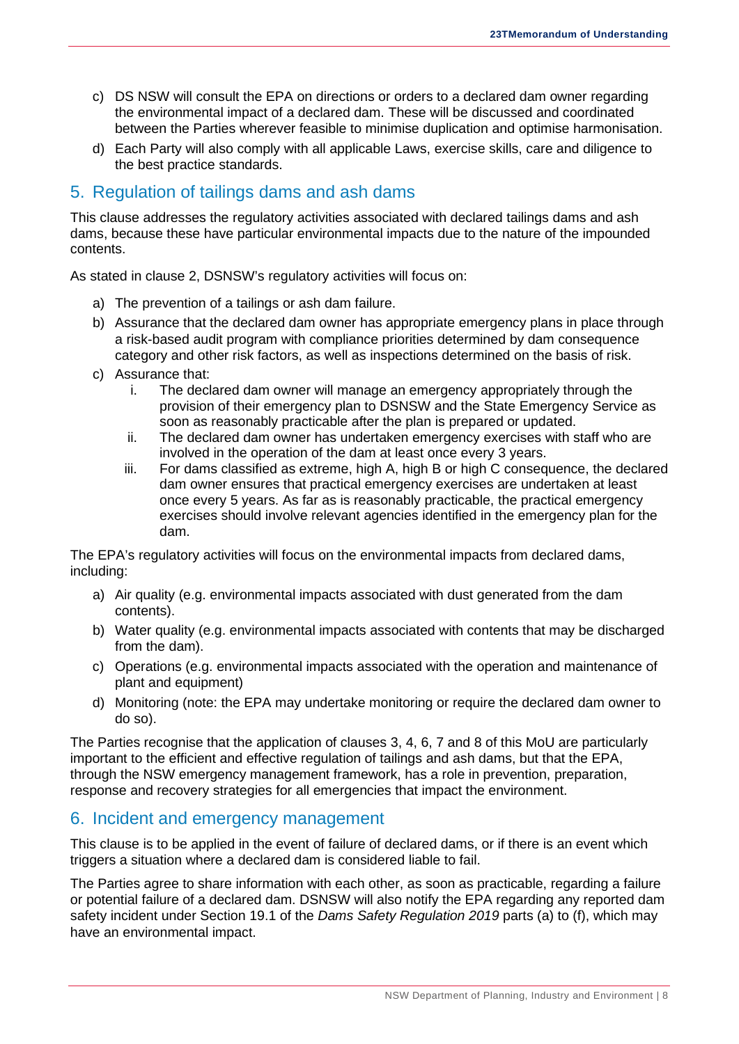c) DS NSW will consult the EPA on directions or orders to a declared dam owner regarding the environmental impact of a declared dam. These will be discussed and coordinated between the Parties wherever feasible to minimise duplication and optimise harmonisation.

d) Each Party will also comply with all applicable Laws, exercise skills, care and diligence to the best practice standards.

## 5. Regulation of tailings dams and ash dams

This clause addresses the regulatory activities associated with declared tailings dams and ash dams, because these have particular environmental impacts due to the nature of the impounded contents.

As stated in clause 2, DSNSW's regulatory activities will focus on:

a) The prevention of a tailings or ash dam failure.

b) Assurance that the declared dam owner has appropriate emergency plans in place through a risk-based audit program with compliance priorities determined by dam consequence category and other risk factors, as well as inspections determined on the basis of risk.

c) Assurance that:
   i. The declared dam owner will manage an emergency appropriately through the provision of their emergency plan to DSNSW and the State Emergency Service as soon as reasonably practicable after the plan is prepared or updated.
   ii. The declared dam owner has undertaken emergency exercises with staff who are involved in the operation of the dam at least once every 3 years.
   iii. For dams classified as extreme, high A, high B or high C consequence, the declared dam owner ensures that practical emergency exercises are undertaken at least once every 5 years. As far as is reasonably practicable, the practical emergency exercises should involve relevant agencies identified in the emergency plan for the dam.

The EPA's regulatory activities will focus on the environmental impacts from declared dams, including:

a) Air quality (e.g. environmental impacts associated with dust generated from the dam contents).

b) Water quality (e.g. environmental impacts associated with contents that may be discharged from the dam).

c) Operations (e.g. environmental impacts associated with the operation and maintenance of plant and equipment)

d) Monitoring (note: the EPA may undertake monitoring or require the declared dam owner to do so).

The Parties recognise that the application of clauses 3, 4, 6, 7 and 8 of this MoU are particularly important to the efficient and effective regulation of tailings and ash dams, but that the EPA, through the NSW emergency management framework, has a role in prevention, preparation, response and recovery strategies for all emergencies that impact the environment.

## 6. Incident and emergency management

This clause is to be applied in the event of failure of declared dams, or if there is an event which triggers a situation where a declared dam is considered liable to fail.

The Parties agree to share information with each other, as soon as practicable, regarding a failure or potential failure of a declared dam. DSNSW will also notify the EPA regarding any reported dam safety incident under Section 19.1 of the *Dams Safety Regulation 2019* parts (a) to (f), which may have an environmental impact.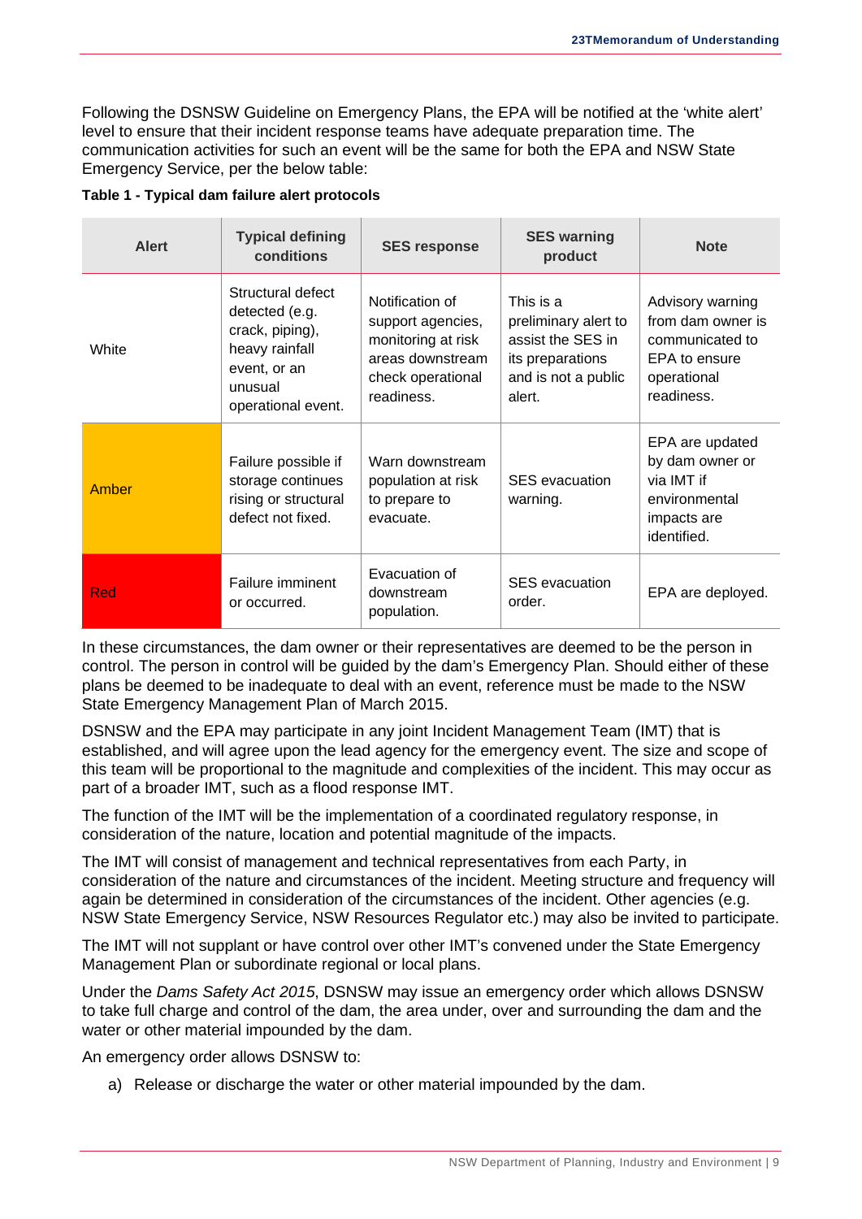Following the DSNSW Guideline on Emergency Plans, the EPA will be notified at the 'white alert' level to ensure that their incident response teams have adequate preparation time. The communication activities for such an event will be the same for both the EPA and NSW State Emergency Service, per the below table:

**Table 1 - Typical dam failure alert protocols**

| Alert | Typical defining conditions | SES response | SES warning product | Note |
|---|---|---|---|---|
| White | Structural defect detected (e.g. crack, piping), heavy rainfall event, or an unusual operational event. | Notification of support agencies, monitoring at risk areas downstream check operational readiness. | This is a preliminary alert to assist the SES in its preparations and is not a public alert. | Advisory warning from dam owner is communicated to EPA to ensure operational readiness. |
| Amber | Failure possible if storage continues rising or structural defect not fixed. | Warn downstream population at risk to prepare to evacuate. | SES evacuation warning. | EPA are updated by dam owner or via IMT if environmental impacts are identified. |
| Red | Failure imminent or occurred. | Evacuation of downstream population. | SES evacuation order. | EPA are deployed. |

In these circumstances, the dam owner or their representatives are deemed to be the person in control. The person in control will be guided by the dam's Emergency Plan. Should either of these plans be deemed to be inadequate to deal with an event, reference must be made to the NSW State Emergency Management Plan of March 2015.

DSNSW and the EPA may participate in any joint Incident Management Team (IMT) that is established, and will agree upon the lead agency for the emergency event. The size and scope of this team will be proportional to the magnitude and complexities of the incident. This may occur as part of a broader IMT, such as a flood response IMT.

The function of the IMT will be the implementation of a coordinated regulatory response, in consideration of the nature, location and potential magnitude of the impacts.

The IMT will consist of management and technical representatives from each Party, in consideration of the nature and circumstances of the incident. Meeting structure and frequency will again be determined in consideration of the circumstances of the incident. Other agencies (e.g. NSW State Emergency Service, NSW Resources Regulator etc.) may also be invited to participate.

The IMT will not supplant or have control over other IMT's convened under the State Emergency Management Plan or subordinate regional or local plans.

Under the *Dams Safety Act 2015*, DSNSW may issue an emergency order which allows DSNSW to take full charge and control of the dam, the area under, over and surrounding the dam and the water or other material impounded by the dam.

An emergency order allows DSNSW to:

a) Release or discharge the water or other material impounded by the dam.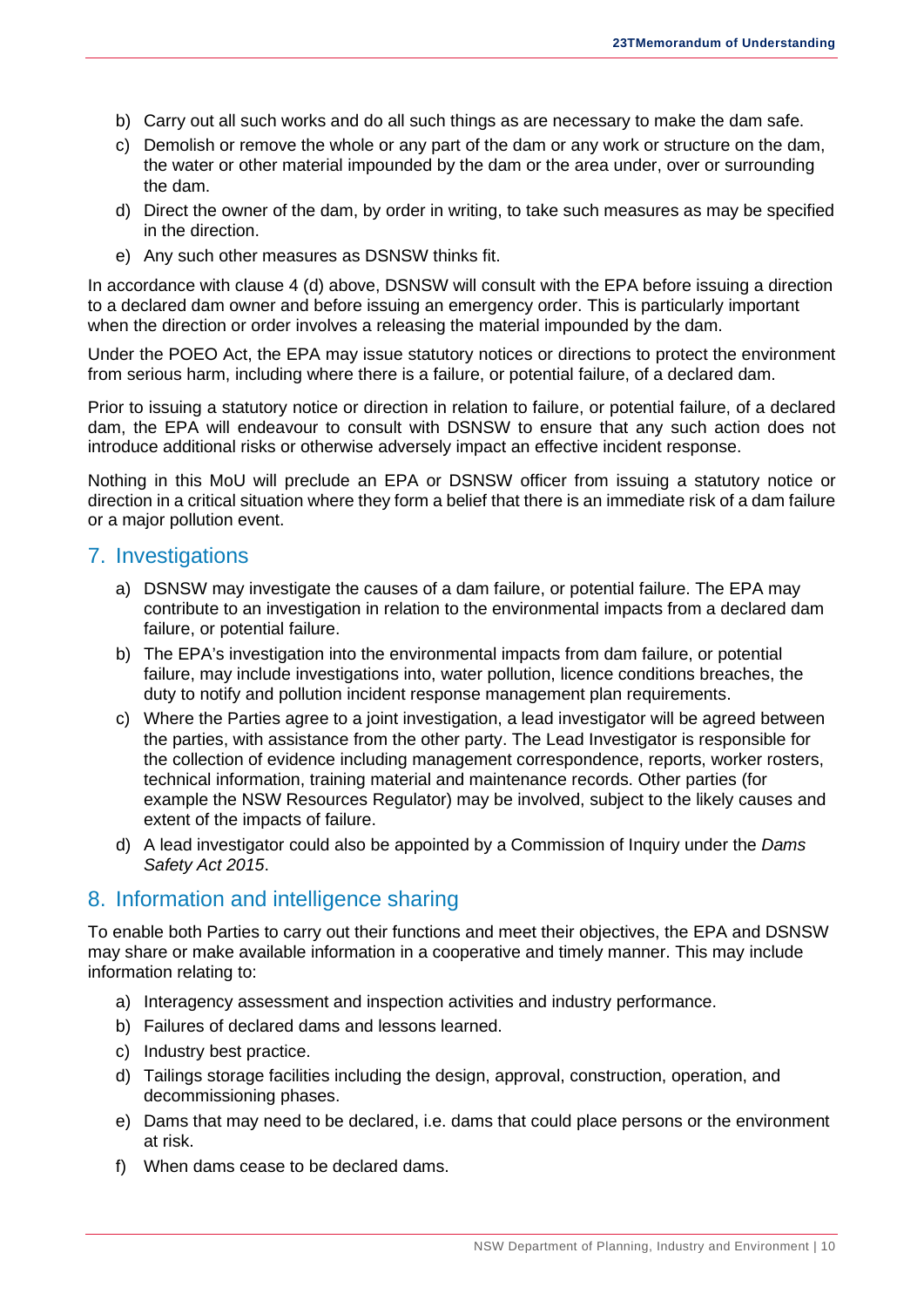b) Carry out all such works and do all such things as are necessary to make the dam safe.
c) Demolish or remove the whole or any part of the dam or any work or structure on the dam, the water or other material impounded by the dam or the area under, over or surrounding the dam.
d) Direct the owner of the dam, by order in writing, to take such measures as may be specified in the direction.
e) Any such other measures as DSNSW thinks fit.

In accordance with clause 4 (d) above, DSNSW will consult with the EPA before issuing a direction to a declared dam owner and before issuing an emergency order. This is particularly important when the direction or order involves a releasing the material impounded by the dam.

Under the POEO Act, the EPA may issue statutory notices or directions to protect the environment from serious harm, including where there is a failure, or potential failure, of a declared dam.

Prior to issuing a statutory notice or direction in relation to failure, or potential failure, of a declared dam, the EPA will endeavour to consult with DSNSW to ensure that any such action does not introduce additional risks or otherwise adversely impact an effective incident response.

Nothing in this MoU will preclude an EPA or DSNSW officer from issuing a statutory notice or direction in a critical situation where they form a belief that there is an immediate risk of a dam failure or a major pollution event.

## 7. Investigations

a) DSNSW may investigate the causes of a dam failure, or potential failure. The EPA may contribute to an investigation in relation to the environmental impacts from a declared dam failure, or potential failure.
b) The EPA's investigation into the environmental impacts from dam failure, or potential failure, may include investigations into, water pollution, licence conditions breaches, the duty to notify and pollution incident response management plan requirements.
c) Where the Parties agree to a joint investigation, a lead investigator will be agreed between the parties, with assistance from the other party. The Lead Investigator is responsible for the collection of evidence including management correspondence, reports, worker rosters, technical information, training material and maintenance records. Other parties (for example the NSW Resources Regulator) may be involved, subject to the likely causes and extent of the impacts of failure.
d) A lead investigator could also be appointed by a Commission of Inquiry under the *Dams Safety Act 2015*.

## 8. Information and intelligence sharing

To enable both Parties to carry out their functions and meet their objectives, the EPA and DSNSW may share or make available information in a cooperative and timely manner. This may include information relating to:

a) Interagency assessment and inspection activities and industry performance.
b) Failures of declared dams and lessons learned.
c) Industry best practice.
d) Tailings storage facilities including the design, approval, construction, operation, and decommissioning phases.
e) Dams that may need to be declared, i.e. dams that could place persons or the environment at risk.
f) When dams cease to be declared dams.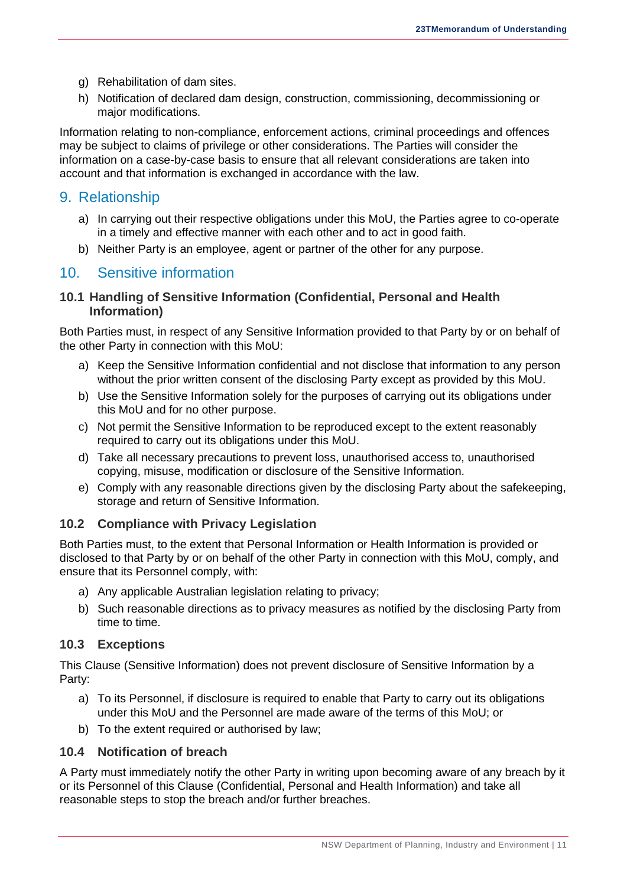g) Rehabilitation of dam sites.
h) Notification of declared dam design, construction, commissioning, decommissioning or major modifications.

Information relating to non-compliance, enforcement actions, criminal proceedings and offences may be subject to claims of privilege or other considerations. The Parties will consider the information on a case-by-case basis to ensure that all relevant considerations are taken into account and that information is exchanged in accordance with the law.

# 9. Relationship

a) In carrying out their respective obligations under this MoU, the Parties agree to co-operate in a timely and effective manner with each other and to act in good faith.
b) Neither Party is an employee, agent or partner of the other for any purpose.

# 10. Sensitive information

### 10.1 Handling of Sensitive Information (Confidential, Personal and Health Information)

Both Parties must, in respect of any Sensitive Information provided to that Party by or on behalf of the other Party in connection with this MoU:

a) Keep the Sensitive Information confidential and not disclose that information to any person without the prior written consent of the disclosing Party except as provided by this MoU.
b) Use the Sensitive Information solely for the purposes of carrying out its obligations under this MoU and for no other purpose.
c) Not permit the Sensitive Information to be reproduced except to the extent reasonably required to carry out its obligations under this MoU.
d) Take all necessary precautions to prevent loss, unauthorised access to, unauthorised copying, misuse, modification or disclosure of the Sensitive Information.
e) Comply with any reasonable directions given by the disclosing Party about the safekeeping, storage and return of Sensitive Information.

### 10.2 Compliance with Privacy Legislation

Both Parties must, to the extent that Personal Information or Health Information is provided or disclosed to that Party by or on behalf of the other Party in connection with this MoU, comply, and ensure that its Personnel comply, with:

a) Any applicable Australian legislation relating to privacy;
b) Such reasonable directions as to privacy measures as notified by the disclosing Party from time to time.

### 10.3 Exceptions

This Clause (Sensitive Information) does not prevent disclosure of Sensitive Information by a Party:

a) To its Personnel, if disclosure is required to enable that Party to carry out its obligations under this MoU and the Personnel are made aware of the terms of this MoU; or
b) To the extent required or authorised by law;

### 10.4 Notification of breach

A Party must immediately notify the other Party in writing upon becoming aware of any breach by it or its Personnel of this Clause (Confidential, Personal and Health Information) and take all reasonable steps to stop the breach and/or further breaches.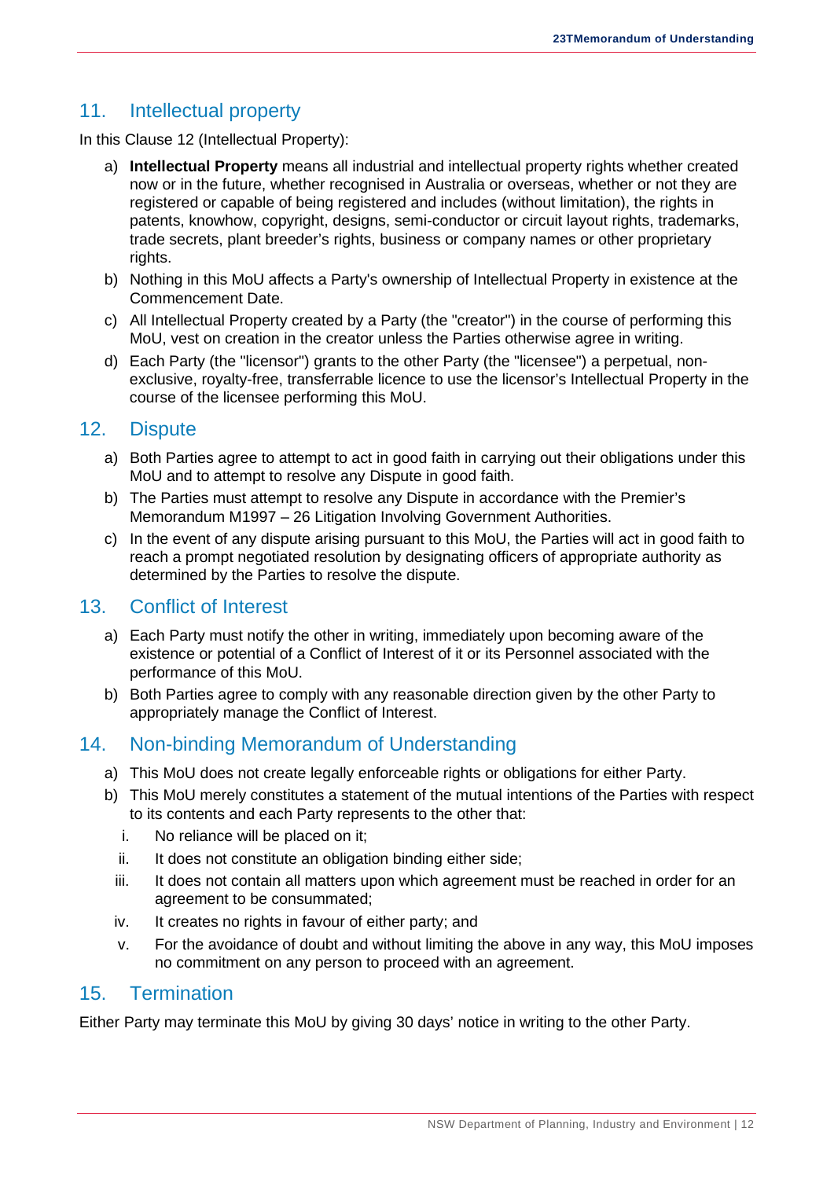## 11. Intellectual property

In this Clause 12 (Intellectual Property):

a) **Intellectual Property** means all industrial and intellectual property rights whether created now or in the future, whether recognised in Australia or overseas, whether or not they are registered or capable of being registered and includes (without limitation), the rights in patents, knowhow, copyright, designs, semi-conductor or circuit layout rights, trademarks, trade secrets, plant breeder's rights, business or company names or other proprietary rights.

b) Nothing in this MoU affects a Party's ownership of Intellectual Property in existence at the Commencement Date.

c) All Intellectual Property created by a Party (the "creator") in the course of performing this MoU, vest on creation in the creator unless the Parties otherwise agree in writing.

d) Each Party (the "licensor") grants to the other Party (the "licensee") a perpetual, non-exclusive, royalty-free, transferrable licence to use the licensor's Intellectual Property in the course of the licensee performing this MoU.

## 12. Dispute

a) Both Parties agree to attempt to act in good faith in carrying out their obligations under this MoU and to attempt to resolve any Dispute in good faith.

b) The Parties must attempt to resolve any Dispute in accordance with the Premier's Memorandum M1997 – 26 Litigation Involving Government Authorities.

c) In the event of any dispute arising pursuant to this MoU, the Parties will act in good faith to reach a prompt negotiated resolution by designating officers of appropriate authority as determined by the Parties to resolve the dispute.

## 13. Conflict of Interest

a) Each Party must notify the other in writing, immediately upon becoming aware of the existence or potential of a Conflict of Interest of it or its Personnel associated with the performance of this MoU.

b) Both Parties agree to comply with any reasonable direction given by the other Party to appropriately manage the Conflict of Interest.

## 14. Non-binding Memorandum of Understanding

a) This MoU does not create legally enforceable rights or obligations for either Party.

b) This MoU merely constitutes a statement of the mutual intentions of the Parties with respect to its contents and each Party represents to the other that:

   i. No reliance will be placed on it;

   ii. It does not constitute an obligation binding either side;

   iii. It does not contain all matters upon which agreement must be reached in order for an agreement to be consummated;

   iv. It creates no rights in favour of either party; and

   v. For the avoidance of doubt and without limiting the above in any way, this MoU imposes no commitment on any person to proceed with an agreement.

## 15. Termination

Either Party may terminate this MoU by giving 30 days' notice in writing to the other Party.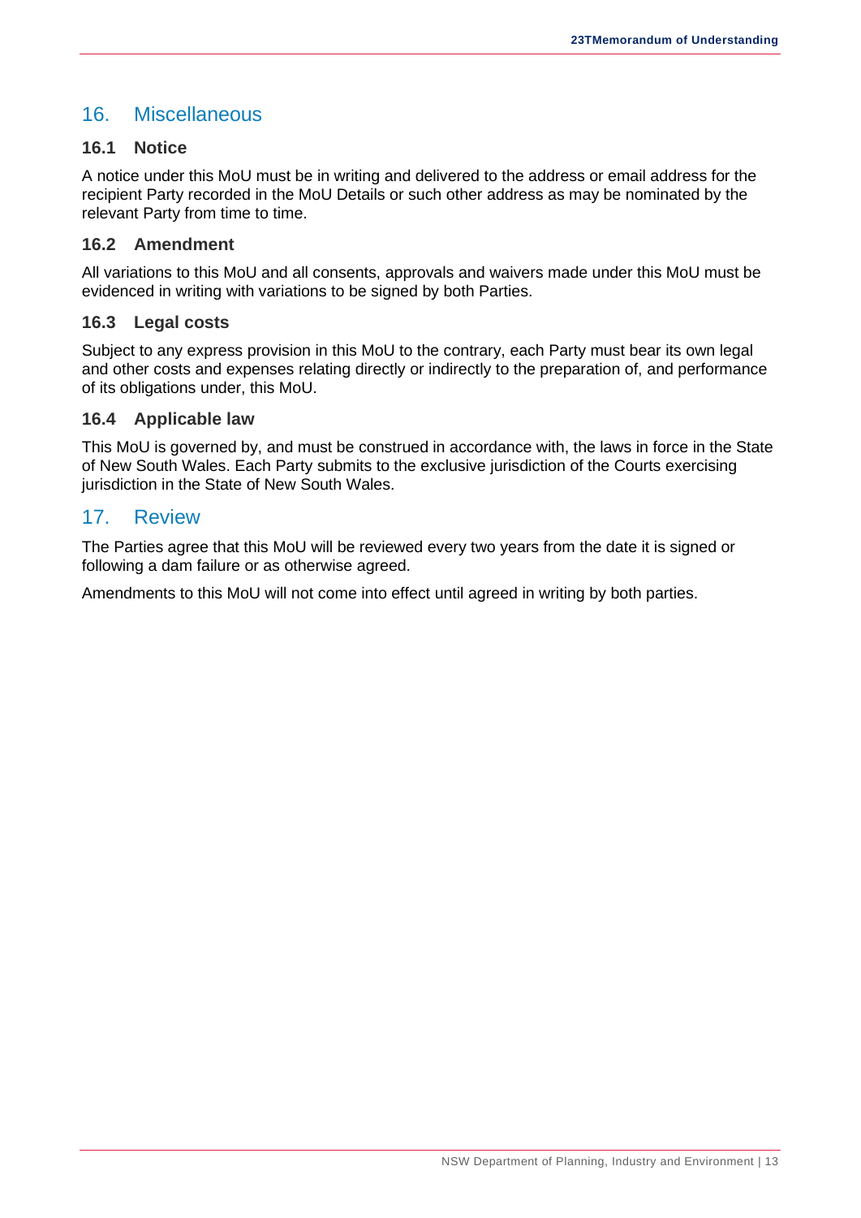## 16. Miscellaneous

### 16.1 Notice

A notice under this MoU must be in writing and delivered to the address or email address for the recipient Party recorded in the MoU Details or such other address as may be nominated by the relevant Party from time to time.

### 16.2 Amendment

All variations to this MoU and all consents, approvals and waivers made under this MoU must be evidenced in writing with variations to be signed by both Parties.

### 16.3 Legal costs

Subject to any express provision in this MoU to the contrary, each Party must bear its own legal and other costs and expenses relating directly or indirectly to the preparation of, and performance of its obligations under, this MoU.

### 16.4 Applicable law

This MoU is governed by, and must be construed in accordance with, the laws in force in the State of New South Wales. Each Party submits to the exclusive jurisdiction of the Courts exercising jurisdiction in the State of New South Wales.

## 17. Review

The Parties agree that this MoU will be reviewed every two years from the date it is signed or following a dam failure or as otherwise agreed.

Amendments to this MoU will not come into effect until agreed in writing by both parties.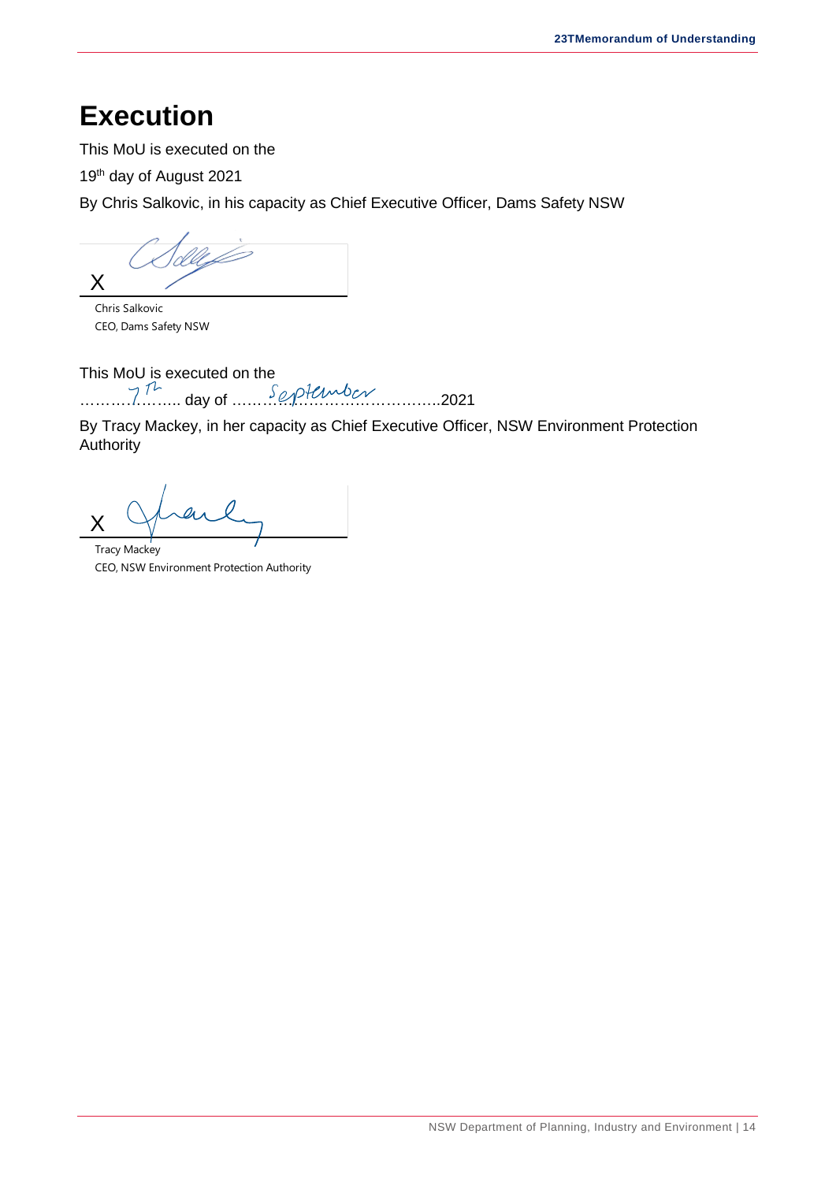# Execution

This MoU is executed on the

19th day of August 2021

By Chris Salkovic, in his capacity as Chief Executive Officer, Dams Safety NSW

X

Chris Salkovic
CEO, Dams Safety NSW

This MoU is executed on the

………7th…….. day of ……September…………………..2021

By Tracy Mackey, in her capacity as Chief Executive Officer, NSW Environment Protection Authority

X

Tracy Mackey
CEO, NSW Environment Protection Authority